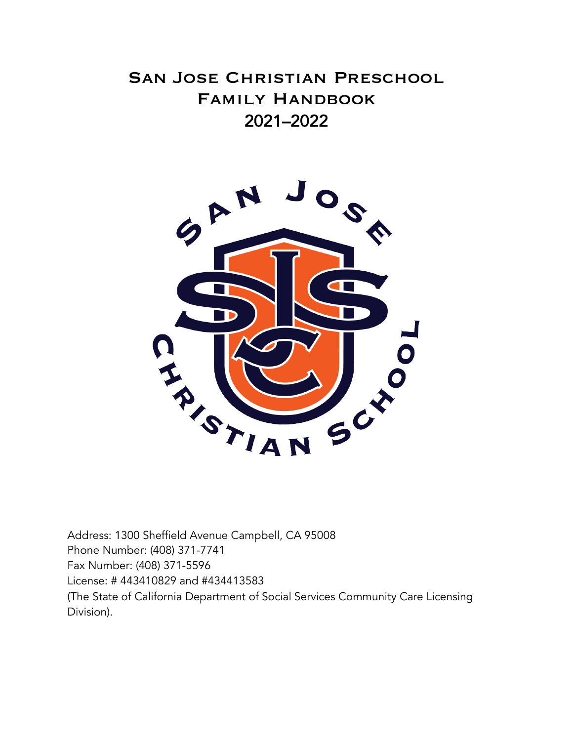# San Jose Christian Preschool Family Handbook 2021–2022

Address: 1300 Sheffield Avenue Campbell, CA 95008
Phone Number: (408) 371-7741
Fax Number: (408) 371-5596
License: # 443410829 and #434413583
(The State of California Department of Social Services Community Care Licensing Division).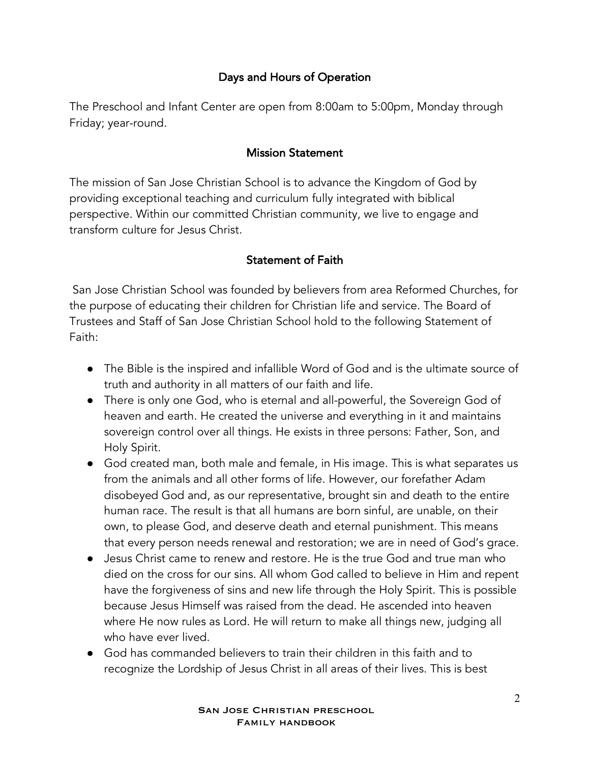## Days and Hours of Operation

The Preschool and Infant Center are open from 8:00am to 5:00pm, Monday through Friday; year-round.

## Mission Statement

The mission of San Jose Christian School is to advance the Kingdom of God by providing exceptional teaching and curriculum fully integrated with biblical perspective. Within our committed Christian community, we live to engage and transform culture for Jesus Christ.

## Statement of Faith

San Jose Christian School was founded by believers from area Reformed Churches, for the purpose of educating their children for Christian life and service. The Board of Trustees and Staff of San Jose Christian School hold to the following Statement of Faith:

- The Bible is the inspired and infallible Word of God and is the ultimate source of truth and authority in all matters of our faith and life.
- There is only one God, who is eternal and all-powerful, the Sovereign God of heaven and earth. He created the universe and everything in it and maintains sovereign control over all things. He exists in three persons: Father, Son, and Holy Spirit.
- God created man, both male and female, in His image. This is what separates us from the animals and all other forms of life. However, our forefather Adam disobeyed God and, as our representative, brought sin and death to the entire human race. The result is that all humans are born sinful, are unable, on their own, to please God, and deserve death and eternal punishment. This means that every person needs renewal and restoration; we are in need of God's grace.
- Jesus Christ came to renew and restore. He is the true God and true man who died on the cross for our sins. All whom God called to believe in Him and repent have the forgiveness of sins and new life through the Holy Spirit. This is possible because Jesus Himself was raised from the dead. He ascended into heaven where He now rules as Lord. He will return to make all things new, judging all who have ever lived.
- God has commanded believers to train their children in this faith and to recognize the Lordship of Jesus Christ in all areas of their lives. This is best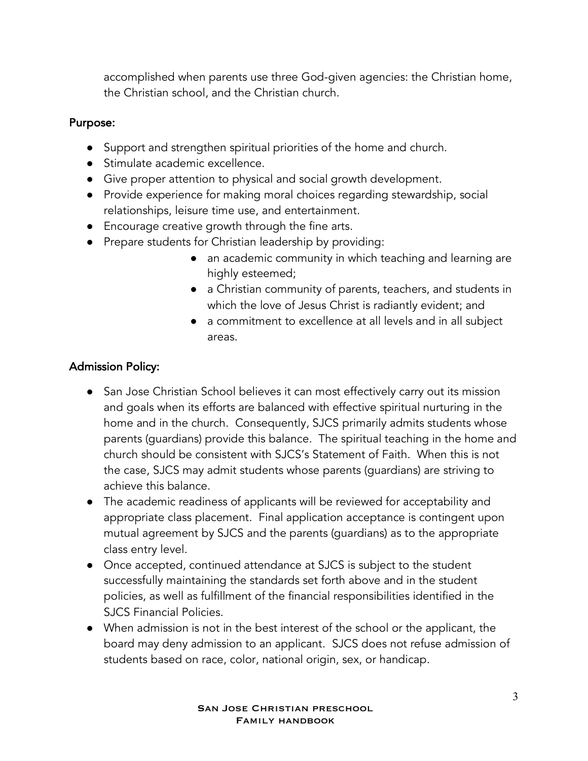accomplished when parents use three God-given agencies: the Christian home, the Christian school, and the Christian church.

**Purpose:**

- Support and strengthen spiritual priorities of the home and church.
- Stimulate academic excellence.
- Give proper attention to physical and social growth development.
- Provide experience for making moral choices regarding stewardship, social relationships, leisure time use, and entertainment.
- Encourage creative growth through the fine arts.
- Prepare students for Christian leadership by providing:
  - an academic community in which teaching and learning are highly esteemed;
  - a Christian community of parents, teachers, and students in which the love of Jesus Christ is radiantly evident; and
  - a commitment to excellence at all levels and in all subject areas.

**Admission Policy:**

- San Jose Christian School believes it can most effectively carry out its mission and goals when its efforts are balanced with effective spiritual nurturing in the home and in the church. Consequently, SJCS primarily admits students whose parents (guardians) provide this balance. The spiritual teaching in the home and church should be consistent with SJCS's Statement of Faith. When this is not the case, SJCS may admit students whose parents (guardians) are striving to achieve this balance.
- The academic readiness of applicants will be reviewed for acceptability and appropriate class placement. Final application acceptance is contingent upon mutual agreement by SJCS and the parents (guardians) as to the appropriate class entry level.
- Once accepted, continued attendance at SJCS is subject to the student successfully maintaining the standards set forth above and in the student policies, as well as fulfillment of the financial responsibilities identified in the SJCS Financial Policies.
- When admission is not in the best interest of the school or the applicant, the board may deny admission to an applicant. SJCS does not refuse admission of students based on race, color, national origin, sex, or handicap.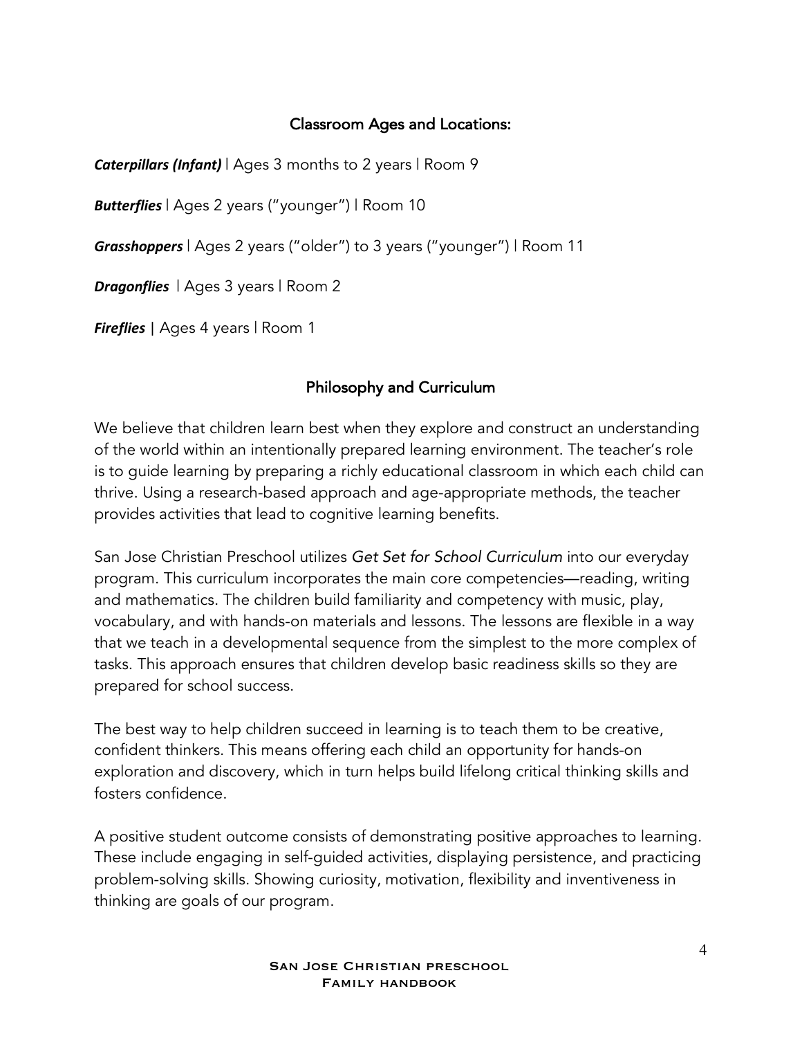## Classroom Ages and Locations:

***Caterpillars (Infant)*** | Ages 3 months to 2 years | Room 9

***Butterflies*** | Ages 2 years ("younger") | Room 10

***Grasshoppers*** | Ages 2 years ("older") to 3 years ("younger") | Room 11

***Dragonflies*** | Ages 3 years | Room 2

***Fireflies*** | Ages 4 years | Room 1

## Philosophy and Curriculum

We believe that children learn best when they explore and construct an understanding of the world within an intentionally prepared learning environment. The teacher's role is to guide learning by preparing a richly educational classroom in which each child can thrive. Using a research-based approach and age-appropriate methods, the teacher provides activities that lead to cognitive learning benefits.

San Jose Christian Preschool utilizes *Get Set for School Curriculum* into our everyday program. This curriculum incorporates the main core competencies—reading, writing and mathematics. The children build familiarity and competency with music, play, vocabulary, and with hands-on materials and lessons. The lessons are flexible in a way that we teach in a developmental sequence from the simplest to the more complex of tasks. This approach ensures that children develop basic readiness skills so they are prepared for school success.

The best way to help children succeed in learning is to teach them to be creative, confident thinkers. This means offering each child an opportunity for hands-on exploration and discovery, which in turn helps build lifelong critical thinking skills and fosters confidence.

A positive student outcome consists of demonstrating positive approaches to learning. These include engaging in self-guided activities, displaying persistence, and practicing problem-solving skills. Showing curiosity, motivation, flexibility and inventiveness in thinking are goals of our program.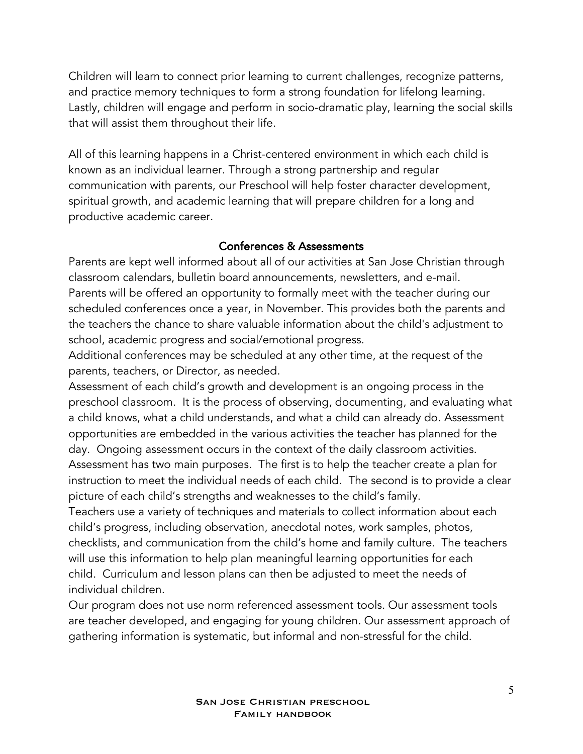Children will learn to connect prior learning to current challenges, recognize patterns, and practice memory techniques to form a strong foundation for lifelong learning. Lastly, children will engage and perform in socio-dramatic play, learning the social skills that will assist them throughout their life.

All of this learning happens in a Christ-centered environment in which each child is known as an individual learner. Through a strong partnership and regular communication with parents, our Preschool will help foster character development, spiritual growth, and academic learning that will prepare children for a long and productive academic career.

## Conferences & Assessments

Parents are kept well informed about all of our activities at San Jose Christian through classroom calendars, bulletin board announcements, newsletters, and e-mail.

Parents will be offered an opportunity to formally meet with the teacher during our scheduled conferences once a year, in November. This provides both the parents and the teachers the chance to share valuable information about the child's adjustment to school, academic progress and social/emotional progress.

Additional conferences may be scheduled at any other time, at the request of the parents, teachers, or Director, as needed.

Assessment of each child's growth and development is an ongoing process in the preschool classroom. It is the process of observing, documenting, and evaluating what a child knows, what a child understands, and what a child can already do. Assessment opportunities are embedded in the various activities the teacher has planned for the day. Ongoing assessment occurs in the context of the daily classroom activities.

Assessment has two main purposes. The first is to help the teacher create a plan for instruction to meet the individual needs of each child. The second is to provide a clear picture of each child's strengths and weaknesses to the child's family.

Teachers use a variety of techniques and materials to collect information about each child's progress, including observation, anecdotal notes, work samples, photos, checklists, and communication from the child's home and family culture. The teachers will use this information to help plan meaningful learning opportunities for each child. Curriculum and lesson plans can then be adjusted to meet the needs of individual children.

Our program does not use norm referenced assessment tools. Our assessment tools are teacher developed, and engaging for young children. Our assessment approach of gathering information is systematic, but informal and non-stressful for the child.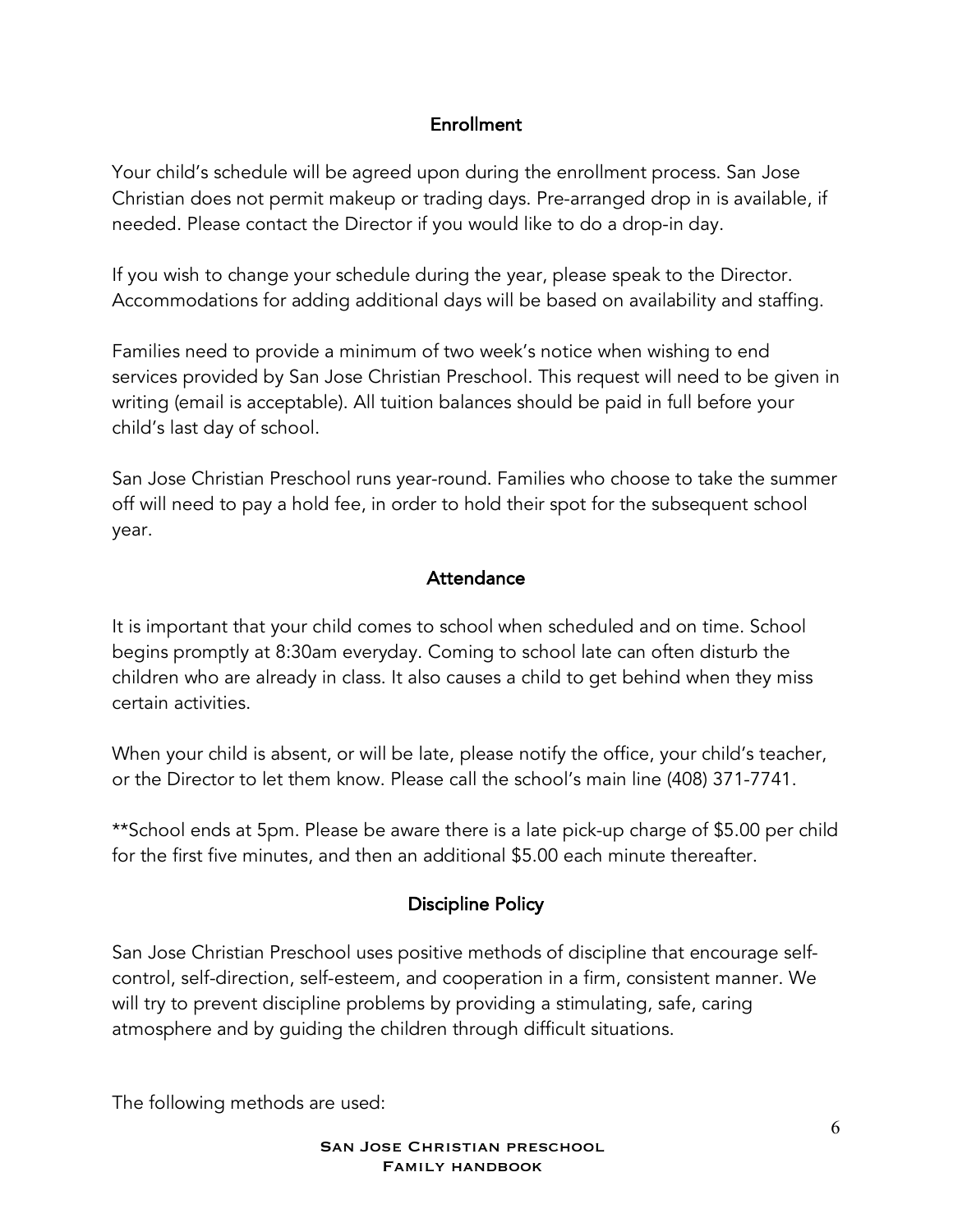## Enrollment

Your child's schedule will be agreed upon during the enrollment process. San Jose Christian does not permit makeup or trading days. Pre-arranged drop in is available, if needed. Please contact the Director if you would like to do a drop-in day.

If you wish to change your schedule during the year, please speak to the Director. Accommodations for adding additional days will be based on availability and staffing.

Families need to provide a minimum of two week's notice when wishing to end services provided by San Jose Christian Preschool. This request will need to be given in writing (email is acceptable). All tuition balances should be paid in full before your child's last day of school.

San Jose Christian Preschool runs year-round. Families who choose to take the summer off will need to pay a hold fee, in order to hold their spot for the subsequent school year.

## Attendance

It is important that your child comes to school when scheduled and on time. School begins promptly at 8:30am everyday. Coming to school late can often disturb the children who are already in class. It also causes a child to get behind when they miss certain activities.

When your child is absent, or will be late, please notify the office, your child's teacher, or the Director to let them know. Please call the school's main line (408) 371-7741.

**School ends at 5pm. Please be aware there is a late pick-up charge of $5.00 per child for the first five minutes, and then an additional $5.00 each minute thereafter.

## Discipline Policy

San Jose Christian Preschool uses positive methods of discipline that encourage self-control, self-direction, self-esteem, and cooperation in a firm, consistent manner. We will try to prevent discipline problems by providing a stimulating, safe, caring atmosphere and by guiding the children through difficult situations.

The following methods are used: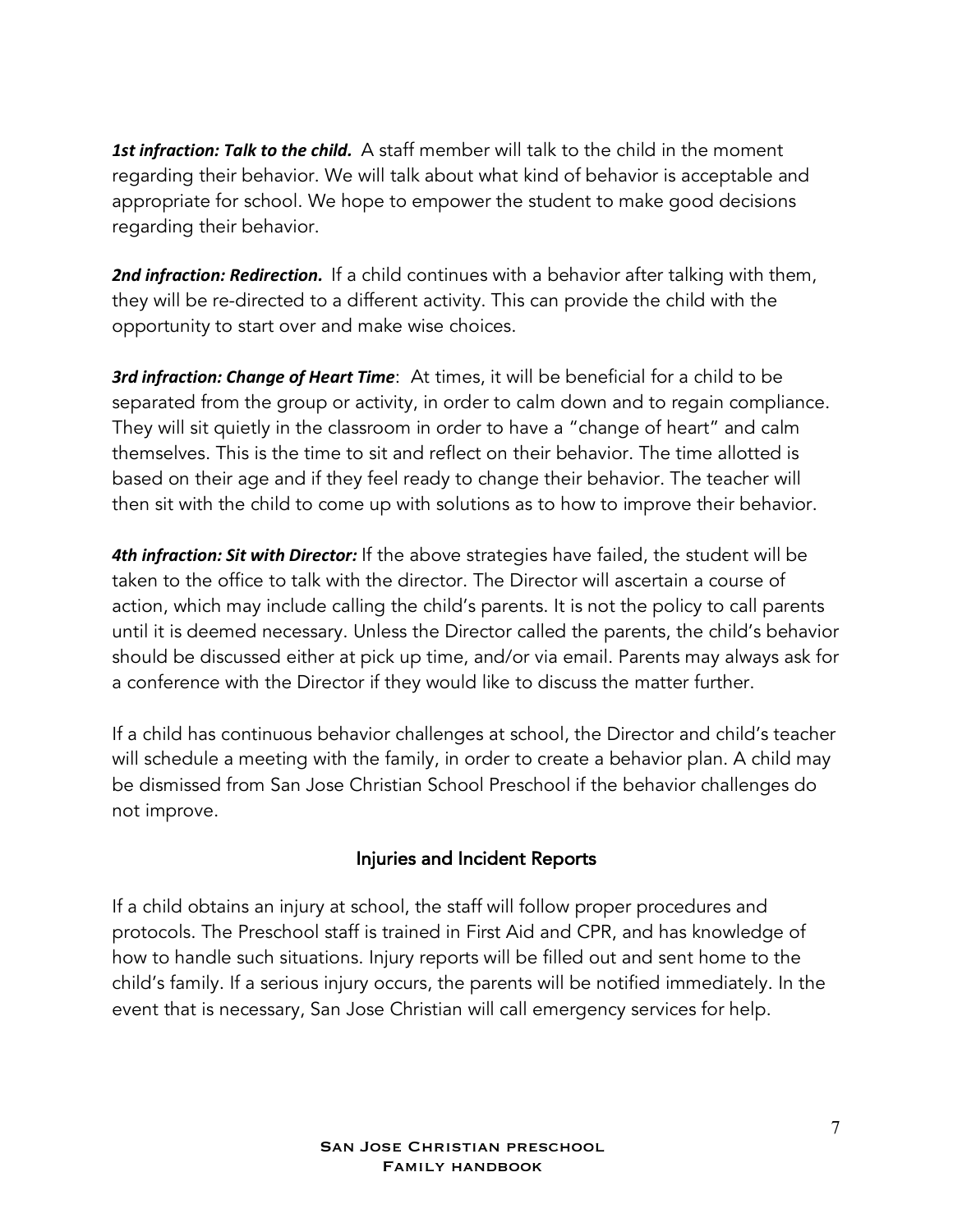***1st infraction: Talk to the child.*** A staff member will talk to the child in the moment regarding their behavior. We will talk about what kind of behavior is acceptable and appropriate for school. We hope to empower the student to make good decisions regarding their behavior.

***2nd infraction: Redirection.*** If a child continues with a behavior after talking with them, they will be re-directed to a different activity. This can provide the child with the opportunity to start over and make wise choices.

***3rd infraction: Change of Heart Time***: At times, it will be beneficial for a child to be separated from the group or activity, in order to calm down and to regain compliance. They will sit quietly in the classroom in order to have a "change of heart" and calm themselves. This is the time to sit and reflect on their behavior. The time allotted is based on their age and if they feel ready to change their behavior. The teacher will then sit with the child to come up with solutions as to how to improve their behavior.

***4th infraction: Sit with Director:*** If the above strategies have failed, the student will be taken to the office to talk with the director. The Director will ascertain a course of action, which may include calling the child's parents. It is not the policy to call parents until it is deemed necessary. Unless the Director called the parents, the child's behavior should be discussed either at pick up time, and/or via email. Parents may always ask for a conference with the Director if they would like to discuss the matter further.

If a child has continuous behavior challenges at school, the Director and child's teacher will schedule a meeting with the family, in order to create a behavior plan. A child may be dismissed from San Jose Christian School Preschool if the behavior challenges do not improve.

## Injuries and Incident Reports

If a child obtains an injury at school, the staff will follow proper procedures and protocols. The Preschool staff is trained in First Aid and CPR, and has knowledge of how to handle such situations. Injury reports will be filled out and sent home to the child's family. If a serious injury occurs, the parents will be notified immediately. In the event that is necessary, San Jose Christian will call emergency services for help.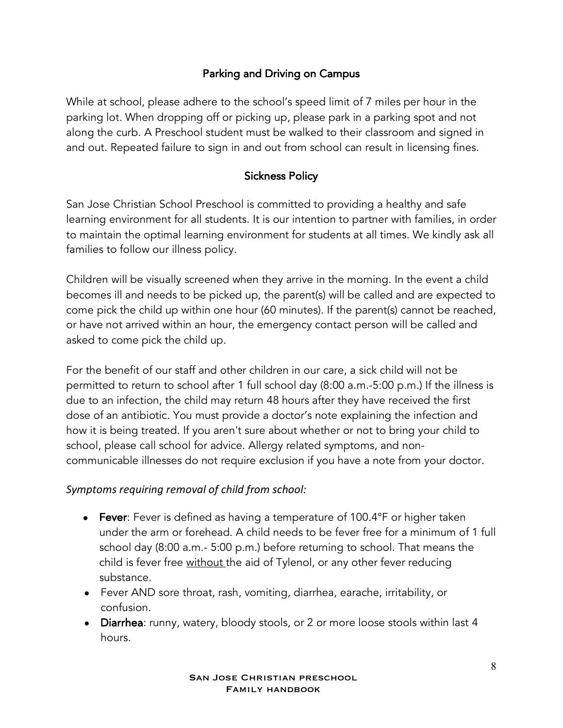## Parking and Driving on Campus

While at school, please adhere to the school's speed limit of 7 miles per hour in the parking lot. When dropping off or picking up, please park in a parking spot and not along the curb. A Preschool student must be walked to their classroom and signed in and out. Repeated failure to sign in and out from school can result in licensing fines.

## Sickness Policy

San Jose Christian School Preschool is committed to providing a healthy and safe learning environment for all students. It is our intention to partner with families, in order to maintain the optimal learning environment for students at all times. We kindly ask all families to follow our illness policy.

Children will be visually screened when they arrive in the morning. In the event a child becomes ill and needs to be picked up, the parent(s) will be called and are expected to come pick the child up within one hour (60 minutes). If the parent(s) cannot be reached, or have not arrived within an hour, the emergency contact person will be called and asked to come pick the child up.

For the benefit of our staff and other children in our care, a sick child will not be permitted to return to school after 1 full school day (8:00 a.m.-5:00 p.m.) If the illness is due to an infection, the child may return 48 hours after they have received the first dose of an antibiotic. You must provide a doctor's note explaining the infection and how it is being treated. If you aren't sure about whether or not to bring your child to school, please call school for advice. Allergy related symptoms, and non-communicable illnesses do not require exclusion if you have a note from your doctor.

*Symptoms requiring removal of child from school:*

- **Fever**: Fever is defined as having a temperature of 100.4°F or higher taken under the arm or forehead. A child needs to be fever free for a minimum of 1 full school day (8:00 a.m.- 5:00 p.m.) before returning to school. That means the child is fever free without the aid of Tylenol, or any other fever reducing substance.
- Fever AND sore throat, rash, vomiting, diarrhea, earache, irritability, or confusion.
- **Diarrhea**: runny, watery, bloody stools, or 2 or more loose stools within last 4 hours.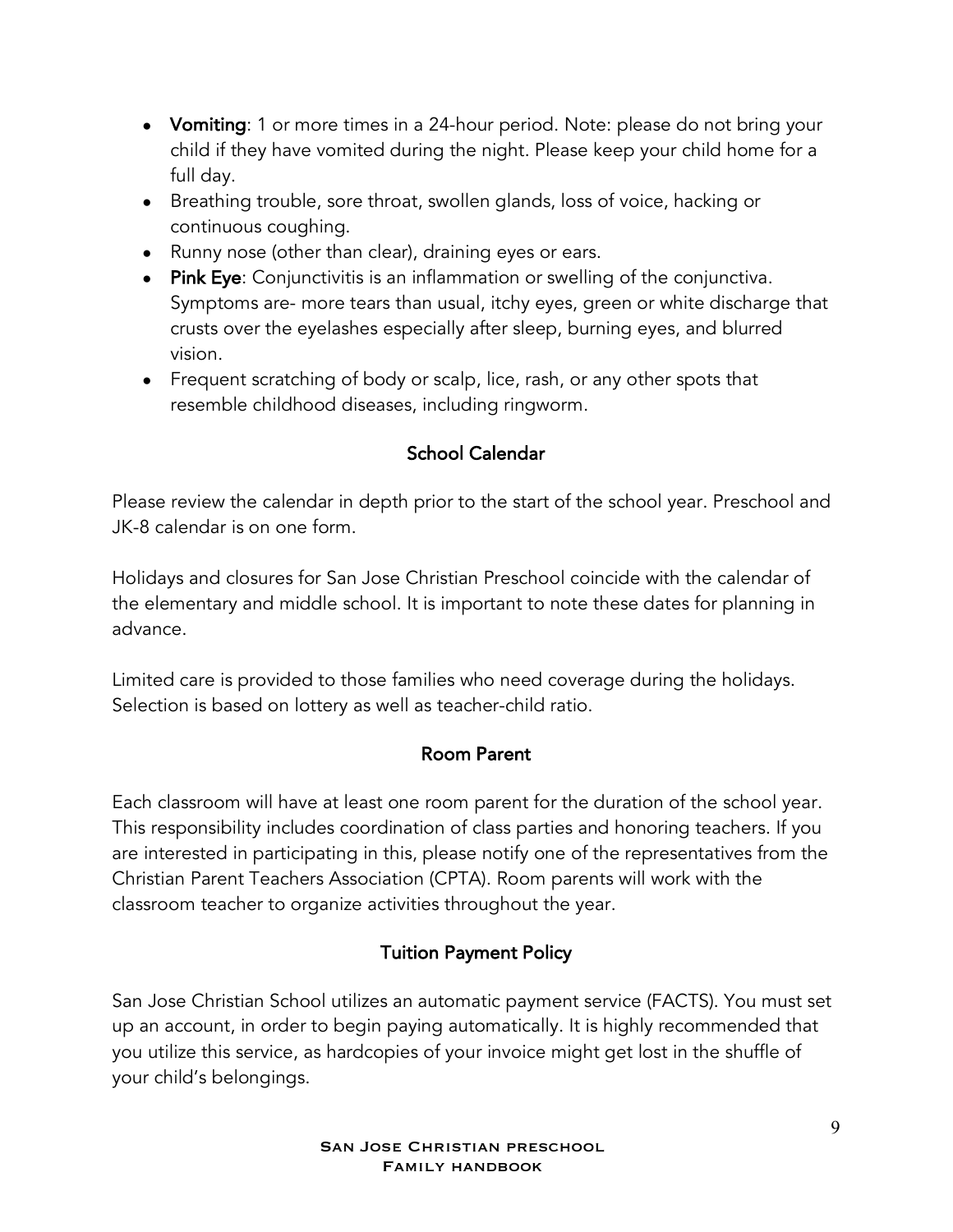- **Vomiting**: 1 or more times in a 24-hour period. Note: please do not bring your child if they have vomited during the night. Please keep your child home for a full day.
- Breathing trouble, sore throat, swollen glands, loss of voice, hacking or continuous coughing.
- Runny nose (other than clear), draining eyes or ears.
- **Pink Eye**: Conjunctivitis is an inflammation or swelling of the conjunctiva. Symptoms are- more tears than usual, itchy eyes, green or white discharge that crusts over the eyelashes especially after sleep, burning eyes, and blurred vision.
- Frequent scratching of body or scalp, lice, rash, or any other spots that resemble childhood diseases, including ringworm.

## School Calendar

Please review the calendar in depth prior to the start of the school year. Preschool and JK-8 calendar is on one form.

Holidays and closures for San Jose Christian Preschool coincide with the calendar of the elementary and middle school. It is important to note these dates for planning in advance.

Limited care is provided to those families who need coverage during the holidays. Selection is based on lottery as well as teacher-child ratio.

## Room Parent

Each classroom will have at least one room parent for the duration of the school year. This responsibility includes coordination of class parties and honoring teachers. If you are interested in participating in this, please notify one of the representatives from the Christian Parent Teachers Association (CPTA). Room parents will work with the classroom teacher to organize activities throughout the year.

## Tuition Payment Policy

San Jose Christian School utilizes an automatic payment service (FACTS). You must set up an account, in order to begin paying automatically. It is highly recommended that you utilize this service, as hardcopies of your invoice might get lost in the shuffle of your child's belongings.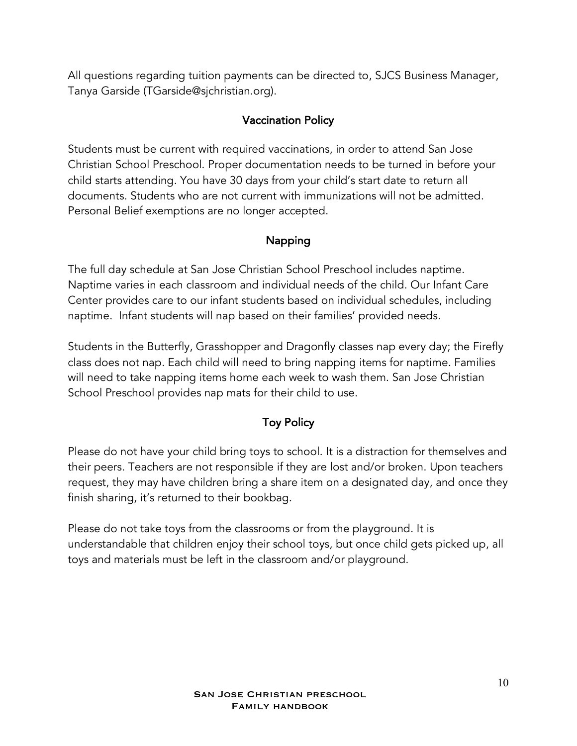All questions regarding tuition payments can be directed to, SJCS Business Manager, Tanya Garside (TGarside@sjchristian.org).

## Vaccination Policy

Students must be current with required vaccinations, in order to attend San Jose Christian School Preschool. Proper documentation needs to be turned in before your child starts attending. You have 30 days from your child's start date to return all documents. Students who are not current with immunizations will not be admitted. Personal Belief exemptions are no longer accepted.

## Napping

The full day schedule at San Jose Christian School Preschool includes naptime. Naptime varies in each classroom and individual needs of the child. Our Infant Care Center provides care to our infant students based on individual schedules, including naptime. Infant students will nap based on their families' provided needs.

Students in the Butterfly, Grasshopper and Dragonfly classes nap every day; the Firefly class does not nap. Each child will need to bring napping items for naptime. Families will need to take napping items home each week to wash them. San Jose Christian School Preschool provides nap mats for their child to use.

## Toy Policy

Please do not have your child bring toys to school. It is a distraction for themselves and their peers. Teachers are not responsible if they are lost and/or broken. Upon teachers request, they may have children bring a share item on a designated day, and once they finish sharing, it's returned to their bookbag.

Please do not take toys from the classrooms or from the playground. It is understandable that children enjoy their school toys, but once child gets picked up, all toys and materials must be left in the classroom and/or playground.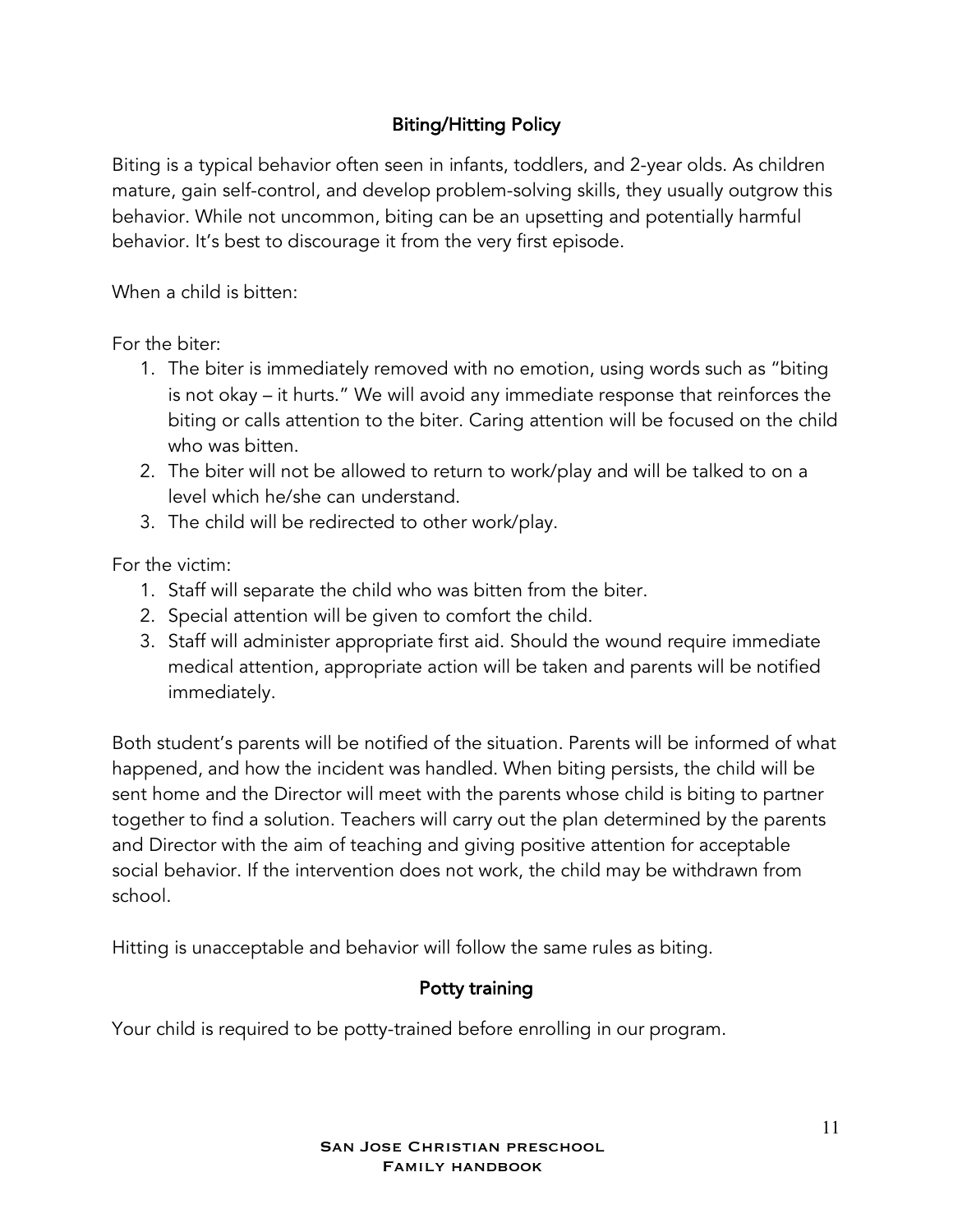## Biting/Hitting Policy

Biting is a typical behavior often seen in infants, toddlers, and 2-year olds. As children mature, gain self-control, and develop problem-solving skills, they usually outgrow this behavior. While not uncommon, biting can be an upsetting and potentially harmful behavior. It's best to discourage it from the very first episode.

When a child is bitten:

For the biter:

1. The biter is immediately removed with no emotion, using words such as "biting is not okay – it hurts." We will avoid any immediate response that reinforces the biting or calls attention to the biter. Caring attention will be focused on the child who was bitten.
2. The biter will not be allowed to return to work/play and will be talked to on a level which he/she can understand.
3. The child will be redirected to other work/play.

For the victim:

1. Staff will separate the child who was bitten from the biter.
2. Special attention will be given to comfort the child.
3. Staff will administer appropriate first aid. Should the wound require immediate medical attention, appropriate action will be taken and parents will be notified immediately.

Both student's parents will be notified of the situation. Parents will be informed of what happened, and how the incident was handled. When biting persists, the child will be sent home and the Director will meet with the parents whose child is biting to partner together to find a solution. Teachers will carry out the plan determined by the parents and Director with the aim of teaching and giving positive attention for acceptable social behavior. If the intervention does not work, the child may be withdrawn from school.

Hitting is unacceptable and behavior will follow the same rules as biting.

## Potty training

Your child is required to be potty-trained before enrolling in our program.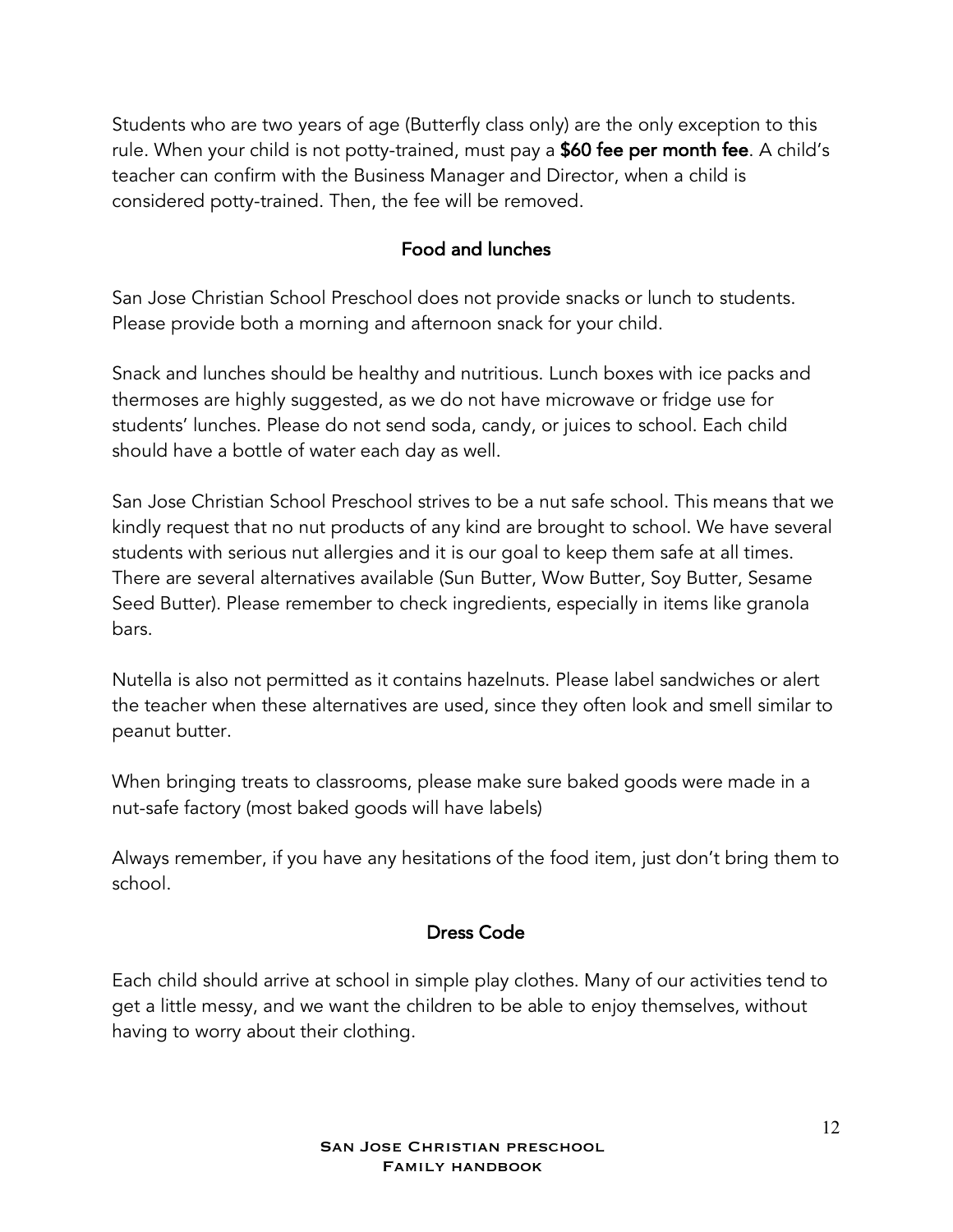Students who are two years of age (Butterfly class only) are the only exception to this rule. When your child is not potty-trained, must pay a **$60 fee per month fee**. A child's teacher can confirm with the Business Manager and Director, when a child is considered potty-trained. Then, the fee will be removed.

## Food and lunches

San Jose Christian School Preschool does not provide snacks or lunch to students. Please provide both a morning and afternoon snack for your child.

Snack and lunches should be healthy and nutritious. Lunch boxes with ice packs and thermoses are highly suggested, as we do not have microwave or fridge use for students' lunches. Please do not send soda, candy, or juices to school. Each child should have a bottle of water each day as well.

San Jose Christian School Preschool strives to be a nut safe school. This means that we kindly request that no nut products of any kind are brought to school. We have several students with serious nut allergies and it is our goal to keep them safe at all times. There are several alternatives available (Sun Butter, Wow Butter, Soy Butter, Sesame Seed Butter). Please remember to check ingredients, especially in items like granola bars.

Nutella is also not permitted as it contains hazelnuts. Please label sandwiches or alert the teacher when these alternatives are used, since they often look and smell similar to peanut butter.

When bringing treats to classrooms, please make sure baked goods were made in a nut-safe factory (most baked goods will have labels)

Always remember, if you have any hesitations of the food item, just don't bring them to school.

## Dress Code

Each child should arrive at school in simple play clothes. Many of our activities tend to get a little messy, and we want the children to be able to enjoy themselves, without having to worry about their clothing.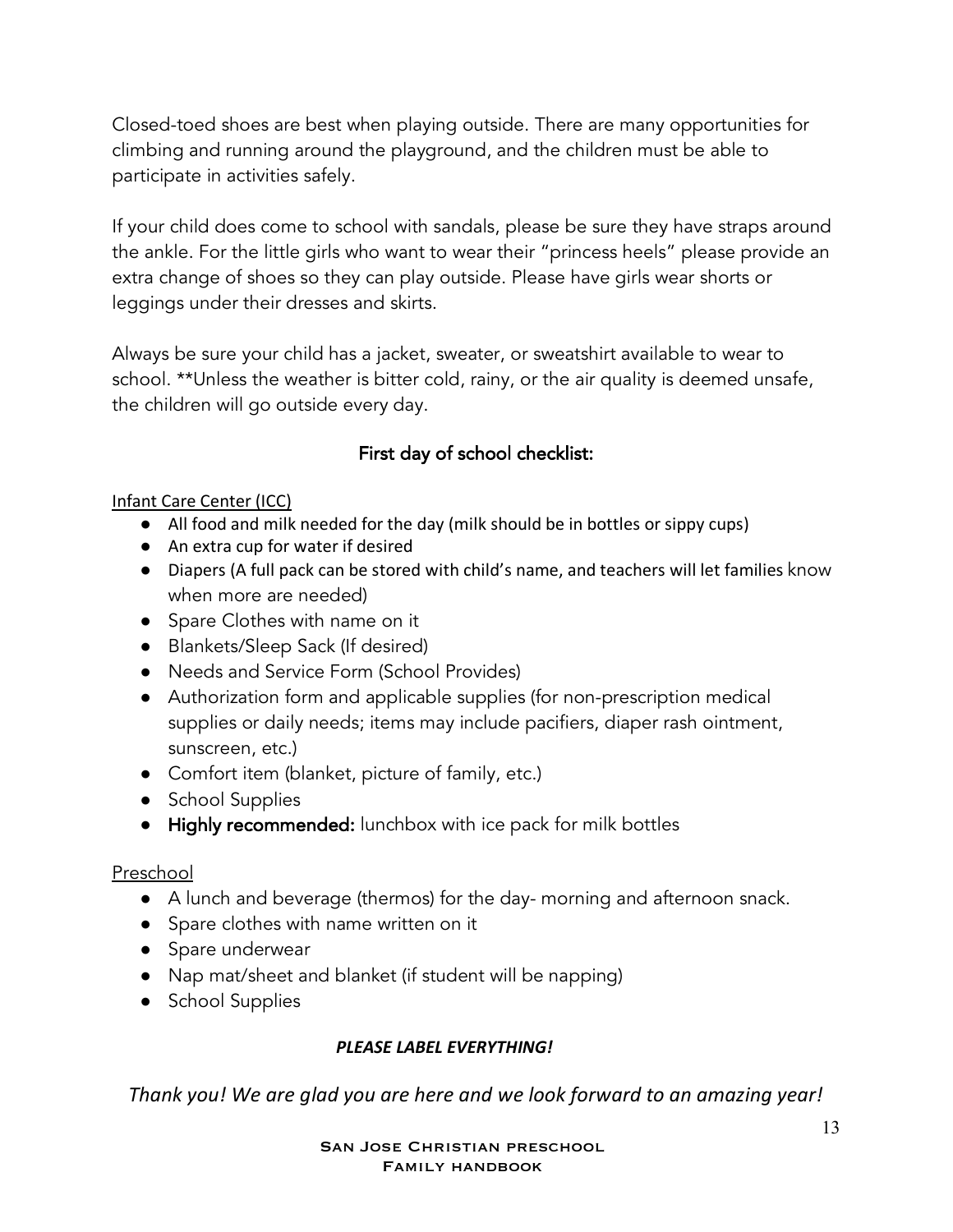Closed-toed shoes are best when playing outside. There are many opportunities for climbing and running around the playground, and the children must be able to participate in activities safely.

If your child does come to school with sandals, please be sure they have straps around the ankle. For the little girls who want to wear their "princess heels" please provide an extra change of shoes so they can play outside. Please have girls wear shorts or leggings under their dresses and skirts.

Always be sure your child has a jacket, sweater, or sweatshirt available to wear to school. **Unless the weather is bitter cold, rainy, or the air quality is deemed unsafe, the children will go outside every day.

## First day of school checklist:

Infant Care Center (ICC)

- All food and milk needed for the day (milk should be in bottles or sippy cups)
- An extra cup for water if desired
- Diapers (A full pack can be stored with child's name, and teachers will let families know when more are needed)
- Spare Clothes with name on it
- Blankets/Sleep Sack (If desired)
- Needs and Service Form (School Provides)
- Authorization form and applicable supplies (for non-prescription medical supplies or daily needs; items may include pacifiers, diaper rash ointment, sunscreen, etc.)
- Comfort item (blanket, picture of family, etc.)
- School Supplies
- **Highly recommended:** lunchbox with ice pack for milk bottles

Preschool

- A lunch and beverage (thermos) for the day- morning and afternoon snack.
- Spare clothes with name written on it
- Spare underwear
- Nap mat/sheet and blanket (if student will be napping)
- School Supplies

***PLEASE LABEL EVERYTHING!***

*Thank you! We are glad you are here and we look forward to an amazing year!*